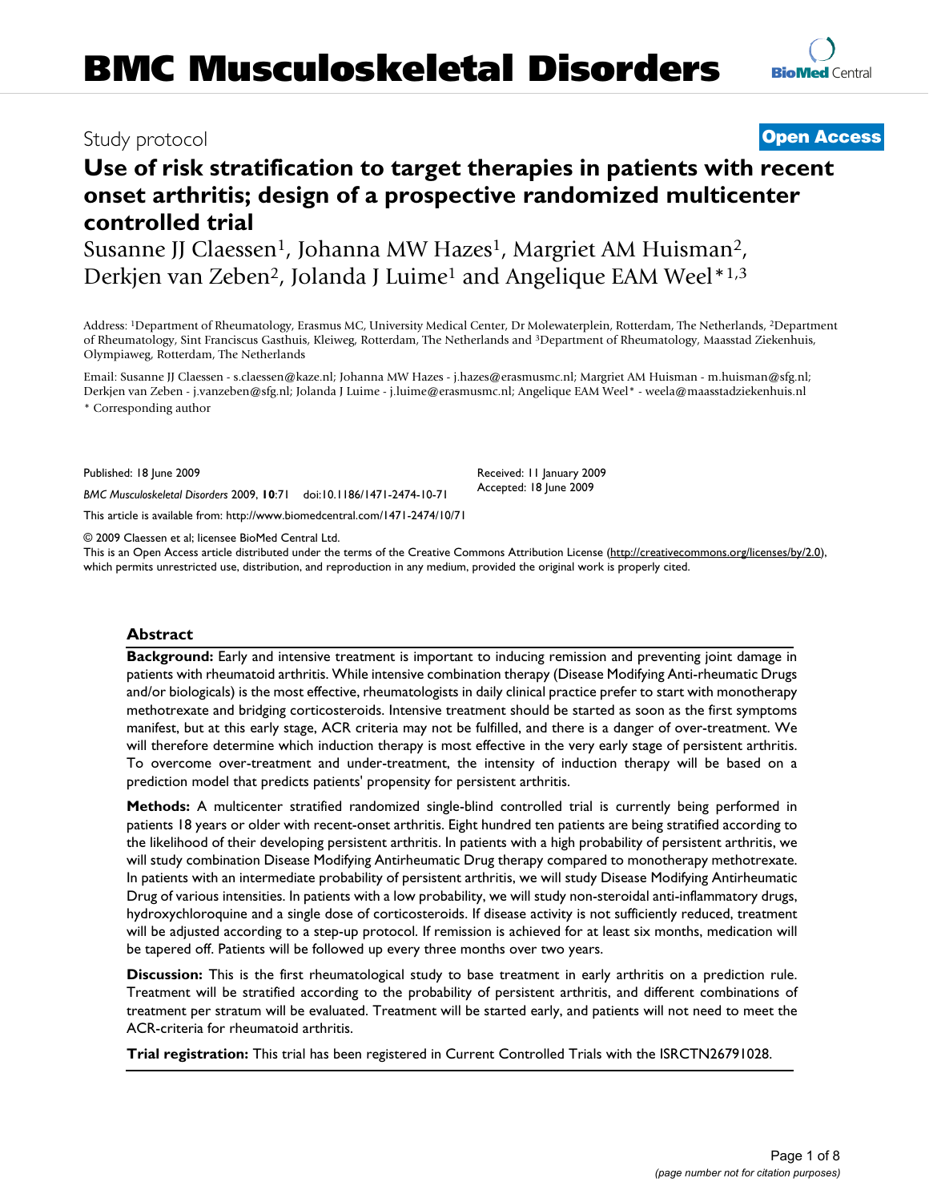BMC Musculoskeletal Disorders

Study protocol

**Open Access**

# Use of risk stratification to target therapies in patients with recent onset arthritis; design of a prospective randomized multicenter controlled trial

Susanne JJ Claessen[1], Johanna MW Hazes[1], Margriet AM Huisman[2], Derkjen van Zeben[2], Jolanda J Luime[1] and Angelique EAM Weel*[1,3]

Address: [1]Department of Rheumatology, Erasmus MC, University Medical Center, Dr Molewaterplein, Rotterdam, The Netherlands, [2]Department of Rheumatology, Sint Franciscus Gasthuis, Kleiweg, Rotterdam, The Netherlands and [3]Department of Rheumatology, Maasstad Ziekenhuis, Olympiaweg, Rotterdam, The Netherlands

Email: Susanne JJ Claessen - s.claessen@kaze.nl; Johanna MW Hazes - j.hazes@erasmusmc.nl; Margriet AM Huisman - m.huisman@sfg.nl; Derkjen van Zeben - j.vanzeben@sfg.nl; Jolanda J Luime - j.luime@erasmusmc.nl; Angelique EAM Weel* - weela@maasstadziekenhuis.nl

* Corresponding author

Published: 18 June 2009

*BMC Musculoskeletal Disorders* 2009, **10**:71 doi:10.1186/1471-2474-10-71

Received: 11 January 2009
Accepted: 18 June 2009

This article is available from: http://www.biomedcentral.com/1471-2474/10/71

© 2009 Claessen et al; licensee BioMed Central Ltd.

This is an Open Access article distributed under the terms of the Creative Commons Attribution License (http://creativecommons.org/licenses/by/2.0), which permits unrestricted use, distribution, and reproduction in any medium, provided the original work is properly cited.

## Abstract

**Background:** Early and intensive treatment is important to inducing remission and preventing joint damage in patients with rheumatoid arthritis. While intensive combination therapy (Disease Modifying Anti-rheumatic Drugs and/or biologicals) is the most effective, rheumatologists in daily clinical practice prefer to start with monotherapy methotrexate and bridging corticosteroids. Intensive treatment should be started as soon as the first symptoms manifest, but at this early stage, ACR criteria may not be fulfilled, and there is a danger of over-treatment. We will therefore determine which induction therapy is most effective in the very early stage of persistent arthritis. To overcome over-treatment and under-treatment, the intensity of induction therapy will be based on a prediction model that predicts patients' propensity for persistent arthritis.

**Methods:** A multicenter stratified randomized single-blind controlled trial is currently being performed in patients 18 years or older with recent-onset arthritis. Eight hundred ten patients are being stratified according to the likelihood of their developing persistent arthritis. In patients with a high probability of persistent arthritis, we will study combination Disease Modifying Antirheumatic Drug therapy compared to monotherapy methotrexate. In patients with an intermediate probability of persistent arthritis, we will study Disease Modifying Antirheumatic Drug of various intensities. In patients with a low probability, we will study non-steroidal anti-inflammatory drugs, hydroxychloroquine and a single dose of corticosteroids. If disease activity is not sufficiently reduced, treatment will be adjusted according to a step-up protocol. If remission is achieved for at least six months, medication will be tapered off. Patients will be followed up every three months over two years.

**Discussion:** This is the first rheumatological study to base treatment in early arthritis on a prediction rule. Treatment will be stratified according to the probability of persistent arthritis, and different combinations of treatment per stratum will be evaluated. Treatment will be started early, and patients will not need to meet the ACR-criteria for rheumatoid arthritis.

**Trial registration:** This trial has been registered in Current Controlled Trials with the ISRCTN26791028.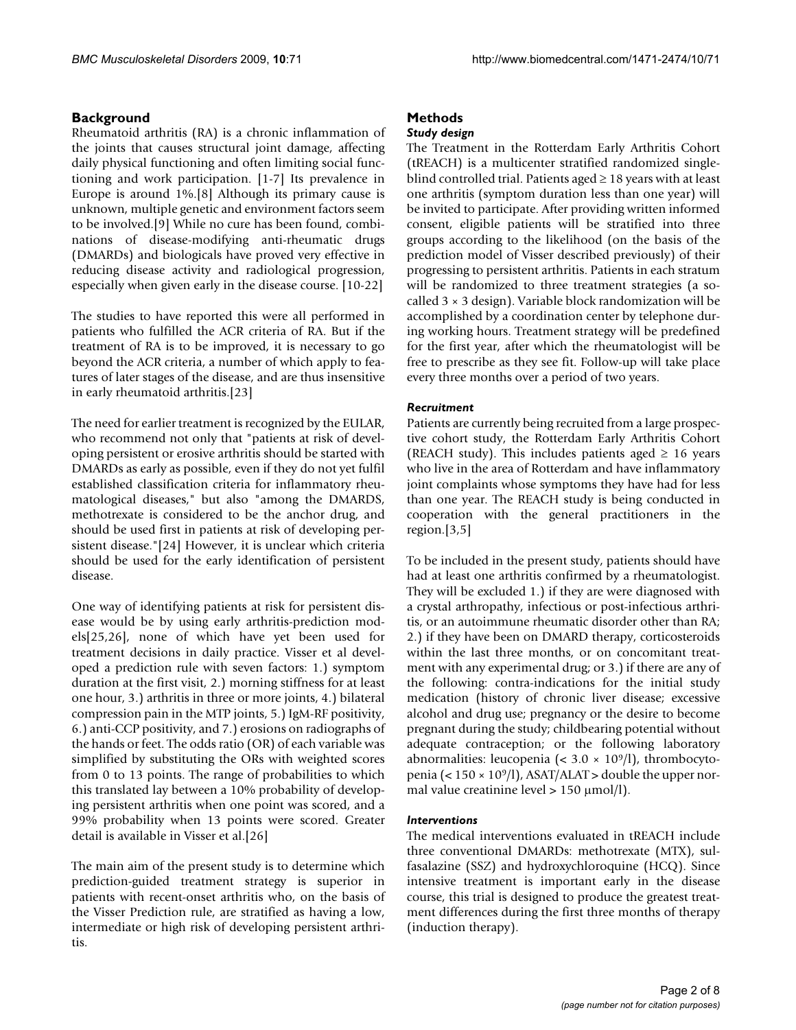## Background

Rheumatoid arthritis (RA) is a chronic inflammation of the joints that causes structural joint damage, affecting daily physical functioning and often limiting social functioning and work participation. [1-7] Its prevalence in Europe is around 1%.[8] Although its primary cause is unknown, multiple genetic and environment factors seem to be involved.[9] While no cure has been found, combinations of disease-modifying anti-rheumatic drugs (DMARDs) and biologicals have proved very effective in reducing disease activity and radiological progression, especially when given early in the disease course. [10-22]

The studies to have reported this were all performed in patients who fulfilled the ACR criteria of RA. But if the treatment of RA is to be improved, it is necessary to go beyond the ACR criteria, a number of which apply to features of later stages of the disease, and are thus insensitive in early rheumatoid arthritis.[23]

The need for earlier treatment is recognized by the EULAR, who recommend not only that "patients at risk of developing persistent or erosive arthritis should be started with DMARDs as early as possible, even if they do not yet fulfil established classification criteria for inflammatory rheumatological diseases," but also "among the DMARDS, methotrexate is considered to be the anchor drug, and should be used first in patients at risk of developing persistent disease."[24] However, it is unclear which criteria should be used for the early identification of persistent disease.

One way of identifying patients at risk for persistent disease would be by using early arthritis-prediction models[25,26], none of which have yet been used for treatment decisions in daily practice. Visser et al developed a prediction rule with seven factors: 1.) symptom duration at the first visit, 2.) morning stiffness for at least one hour, 3.) arthritis in three or more joints, 4.) bilateral compression pain in the MTP joints, 5.) IgM-RF positivity, 6.) anti-CCP positivity, and 7.) erosions on radiographs of the hands or feet. The odds ratio (OR) of each variable was simplified by substituting the ORs with weighted scores from 0 to 13 points. The range of probabilities to which this translated lay between a 10% probability of developing persistent arthritis when one point was scored, and a 99% probability when 13 points were scored. Greater detail is available in Visser et al.[26]

The main aim of the present study is to determine which prediction-guided treatment strategy is superior in patients with recent-onset arthritis who, on the basis of the Visser Prediction rule, are stratified as having a low, intermediate or high risk of developing persistent arthritis.

## Methods

### *Study design*

The Treatment in the Rotterdam Early Arthritis Cohort (tREACH) is a multicenter stratified randomized single-blind controlled trial. Patients aged ≥ 18 years with at least one arthritis (symptom duration less than one year) will be invited to participate. After providing written informed consent, eligible patients will be stratified into three groups according to the likelihood (on the basis of the prediction model of Visser described previously) of their progressing to persistent arthritis. Patients in each stratum will be randomized to three treatment strategies (a so-called 3 × 3 design). Variable block randomization will be accomplished by a coordination center by telephone during working hours. Treatment strategy will be predefined for the first year, after which the rheumatologist will be free to prescribe as they see fit. Follow-up will take place every three months over a period of two years.

### *Recruitment*

Patients are currently being recruited from a large prospective cohort study, the Rotterdam Early Arthritis Cohort (REACH study). This includes patients aged ≥ 16 years who live in the area of Rotterdam and have inflammatory joint complaints whose symptoms they have had for less than one year. The REACH study is being conducted in cooperation with the general practitioners in the region.[3,5]

To be included in the present study, patients should have had at least one arthritis confirmed by a rheumatologist. They will be excluded 1.) if they are were diagnosed with a crystal arthropathy, infectious or post-infectious arthritis, or an autoimmune rheumatic disorder other than RA; 2.) if they have been on DMARD therapy, corticosteroids within the last three months, or on concomitant treatment with any experimental drug; or 3.) if there are any of the following: contra-indications for the initial study medication (history of chronic liver disease; excessive alcohol and drug use; pregnancy or the desire to become pregnant during the study; childbearing potential without adequate contraception; or the following laboratory abnormalities: leucopenia ($< 3.0 \times 10^9$/l), thrombocytopenia ($< 150 \times 10^9$/l), ASAT/ALAT > double the upper normal value creatinine level > 150 μmol/l).

### *Interventions*

The medical interventions evaluated in tREACH include three conventional DMARDs: methotrexate (MTX), sulfasalazine (SSZ) and hydroxychloroquine (HCQ). Since intensive treatment is important early in the disease course, this trial is designed to produce the greatest treatment differences during the first three months of therapy (induction therapy).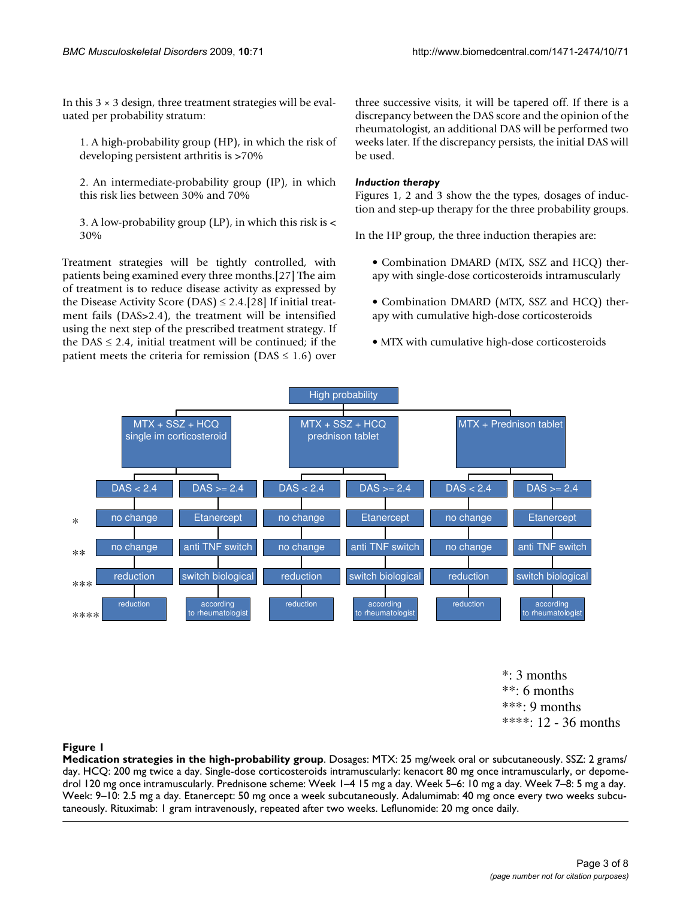In this 3 × 3 design, three treatment strategies will be evaluated per probability stratum:

1. A high-probability group (HP), in which the risk of developing persistent arthritis is >70%

2. An intermediate-probability group (IP), in which this risk lies between 30% and 70%

3. A low-probability group (LP), in which this risk is < 30%

Treatment strategies will be tightly controlled, with patients being examined every three months.[27] The aim of treatment is to reduce disease activity as expressed by the Disease Activity Score (DAS) ≤ 2.4.[28] If initial treatment fails (DAS>2.4), the treatment will be intensified using the next step of the prescribed treatment strategy. If the DAS ≤ 2.4, initial treatment will be continued; if the patient meets the criteria for remission (DAS ≤ 1.6) over three successive visits, it will be tapered off. If there is a discrepancy between the DAS score and the opinion of the rheumatologist, an additional DAS will be performed two weeks later. If the discrepancy persists, the initial DAS will be used.

### *Induction therapy*

Figures 1, 2 and 3 show the the types, dosages of induction and step-up therapy for the three probability groups.

In the HP group, the three induction therapies are:

- Combination DMARD (MTX, SSZ and HCQ) therapy with single-dose corticosteroids intramuscularly

- Combination DMARD (MTX, SSZ and HCQ) therapy with cumulative high-dose corticosteroids

- MTX with cumulative high-dose corticosteroids

**High probability**

| | MTX + SSZ + HCQ single im corticosteroid | | MTX + SSZ + HCQ prednison tablet | | MTX + Prednison tablet | |
|---|---|---|---|---|---|---|
| | DAS < 2.4 | DAS >= 2.4 | DAS < 2.4 | DAS >= 2.4 | DAS < 2.4 | DAS >= 2.4 |
| * | no change | Etanercept | no change | Etanercept | no change | Etanercept |
| ** | no change | anti TNF switch | no change | anti TNF switch | no change | anti TNF switch |
| *** | reduction | switch biological | reduction | switch biological | reduction | switch biological |
| **** | reduction | according to rheumatologist | reduction | according to rheumatologist | reduction | according to rheumatologist |

*: 3 months
**: 6 months
***: 9 months
****: 12 - 36 months

**Figure 1**

**Medication strategies in the high-probability group**. Dosages: MTX: 25 mg/week oral or subcutaneously. SSZ: 2 grams/day. HCQ: 200 mg twice a day. Single-dose corticosteroids intramuscularly: kenacort 80 mg once intramuscularly, or depomedrol 120 mg once intramuscularly. Prednisone scheme: Week 1–4 15 mg a day. Week 5–6: 10 mg a day. Week 7–8: 5 mg a day. Week: 9–10: 2.5 mg a day. Etanercept: 50 mg once a week subcutaneously. Adalumimab: 40 mg once every two weeks subcutaneously. Rituximab: 1 gram intravenously, repeated after two weeks. Leflunomide: 20 mg once daily.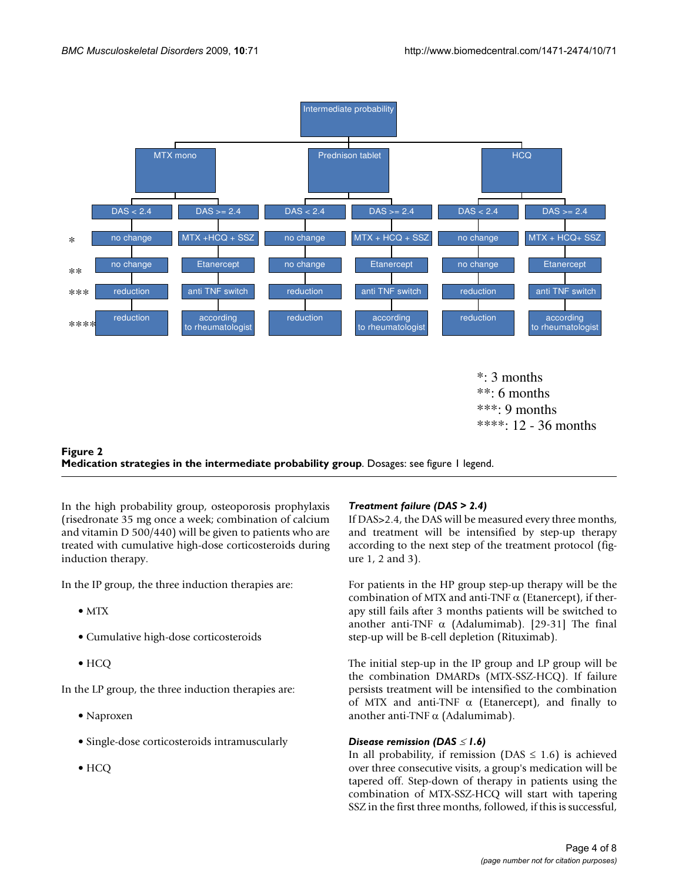**Figure 2**

**Medication strategies in the intermediate probability group**. Dosages: see figure 1 legend.

In the high probability group, osteoporosis prophylaxis (risedronate 35 mg once a week; combination of calcium and vitamin D 500/440) will be given to patients who are treated with cumulative high-dose corticosteroids during induction therapy.

In the IP group, the three induction therapies are:

• MTX

• Cumulative high-dose corticosteroids

• HCQ

In the LP group, the three induction therapies are:

• Naproxen

• Single-dose corticosteroids intramuscularly

• HCQ

### *Treatment failure (DAS > 2.4)*

If DAS>2.4, the DAS will be measured every three months, and treatment will be intensified by step-up therapy according to the next step of the treatment protocol (figure 1, 2 and 3).

For patients in the HP group step-up therapy will be the combination of MTX and anti-TNF α (Etanercept), if therapy still fails after 3 months patients will be switched to another anti-TNF α (Adalumimab). [29-31] The final step-up will be B-cell depletion (Rituximab).

The initial step-up in the IP group and LP group will be the combination DMARDs (MTX-SSZ-HCQ). If failure persists treatment will be intensified to the combination of MTX and anti-TNF α (Etanercept), and finally to another anti-TNF α (Adalumimab).

### *Disease remission (DAS ≤ 1.6)*

In all probability, if remission (DAS ≤ 1.6) is achieved over three consecutive visits, a group's medication will be tapered off. Step-down of therapy in patients using the combination of MTX-SSZ-HCQ will start with tapering SSZ in the first three months, followed, if this is successful,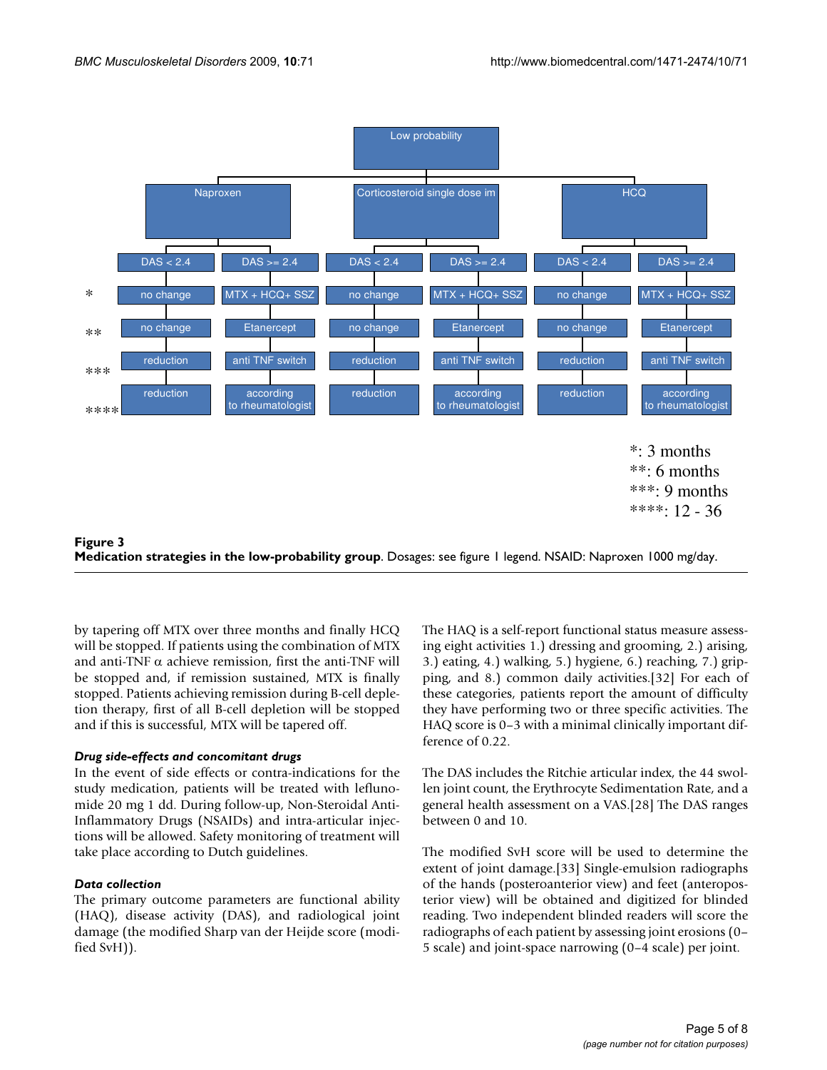**Figure 3**
**Medication strategies in the low-probability group**. Dosages: see figure 1 legend. NSAID: Naproxen 1000 mg/day.

by tapering off MTX over three months and finally HCQ will be stopped. If patients using the combination of MTX and anti-TNF α achieve remission, first the anti-TNF will be stopped and, if remission sustained, MTX is finally stopped. Patients achieving remission during B-cell depletion therapy, first of all B-cell depletion will be stopped and if this is successful, MTX will be tapered off.

### *Drug side-effects and concomitant drugs*

In the event of side effects or contra-indications for the study medication, patients will be treated with leflunomide 20 mg 1 dd. During follow-up, Non-Steroidal Anti-Inflammatory Drugs (NSAIDs) and intra-articular injections will be allowed. Safety monitoring of treatment will take place according to Dutch guidelines.

### *Data collection*

The primary outcome parameters are functional ability (HAQ), disease activity (DAS), and radiological joint damage (the modified Sharp van der Heijde score (modified SvH)).

The HAQ is a self-report functional status measure assessing eight activities 1.) dressing and grooming, 2.) arising, 3.) eating, 4.) walking, 5.) hygiene, 6.) reaching, 7.) gripping, and 8.) common daily activities.[32] For each of these categories, patients report the amount of difficulty they have performing two or three specific activities. The HAQ score is 0–3 with a minimal clinically important difference of 0.22.

The DAS includes the Ritchie articular index, the 44 swollen joint count, the Erythrocyte Sedimentation Rate, and a general health assessment on a VAS.[28] The DAS ranges between 0 and 10.

The modified SvH score will be used to determine the extent of joint damage.[33] Single-emulsion radiographs of the hands (posteroanterior view) and feet (anteroposterior view) will be obtained and digitized for blinded reading. Two independent blinded readers will score the radiographs of each patient by assessing joint erosions (0–5 scale) and joint-space narrowing (0–4 scale) per joint.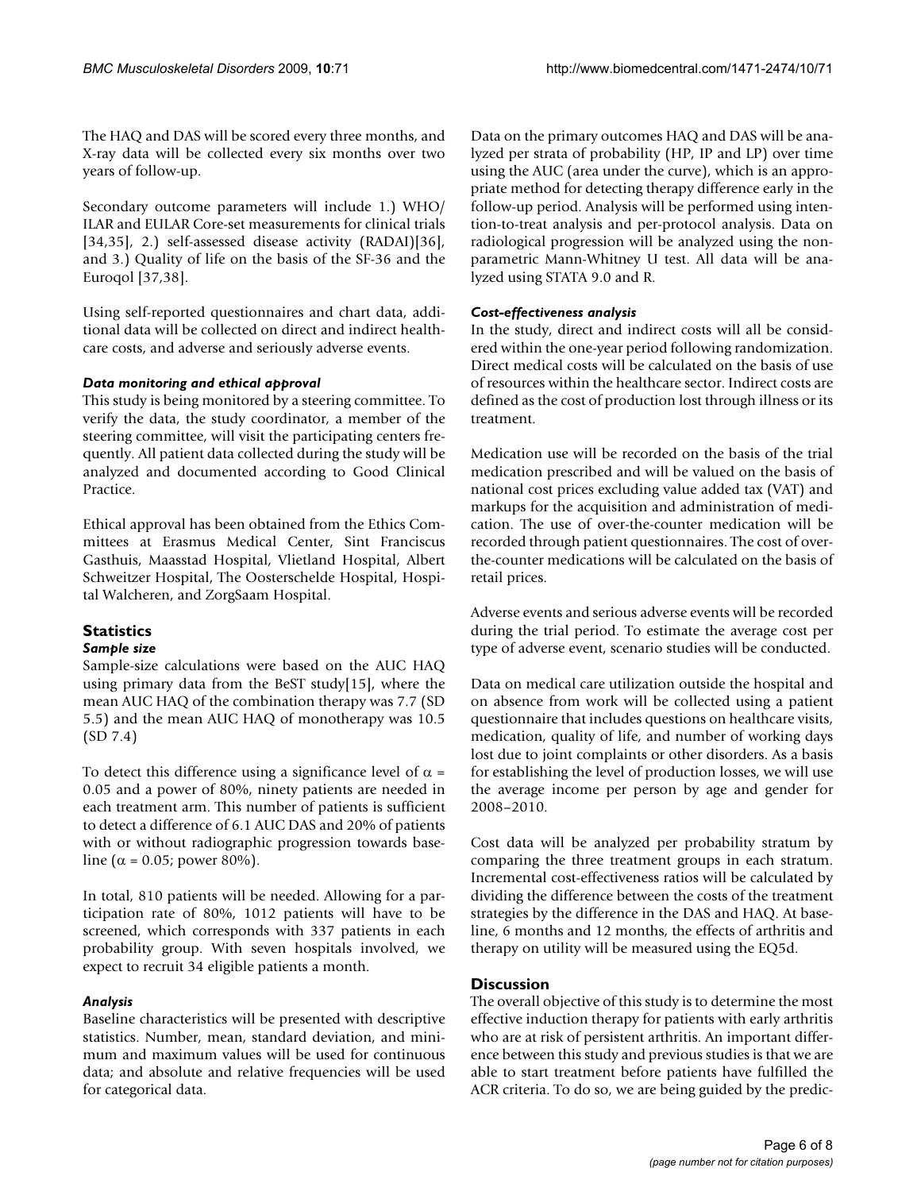The HAQ and DAS will be scored every three months, and X-ray data will be collected every six months over two years of follow-up.

Secondary outcome parameters will include 1.) WHO/ILAR and EULAR Core-set measurements for clinical trials [34,35], 2.) self-assessed disease activity (RADAI)[36], and 3.) Quality of life on the basis of the SF-36 and the Euroqol [37,38].

Using self-reported questionnaires and chart data, additional data will be collected on direct and indirect healthcare costs, and adverse and seriously adverse events.

#### *Data monitoring and ethical approval*

This study is being monitored by a steering committee. To verify the data, the study coordinator, a member of the steering committee, will visit the participating centers frequently. All patient data collected during the study will be analyzed and documented according to Good Clinical Practice.

Ethical approval has been obtained from the Ethics Committees at Erasmus Medical Center, Sint Franciscus Gasthuis, Maasstad Hospital, Vlietland Hospital, Albert Schweitzer Hospital, The Oosterschelde Hospital, Hospital Walcheren, and ZorgSaam Hospital.

### Statistics

#### *Sample size*

Sample-size calculations were based on the AUC HAQ using primary data from the BeST study[15], where the mean AUC HAQ of the combination therapy was 7.7 (SD 5.5) and the mean AUC HAQ of monotherapy was 10.5 (SD 7.4)

To detect this difference using a significance level of $\alpha$ = 0.05 and a power of 80%, ninety patients are needed in each treatment arm. This number of patients is sufficient to detect a difference of 6.1 AUC DAS and 20% of patients with or without radiographic progression towards baseline ($\alpha$ = 0.05; power 80%).

In total, 810 patients will be needed. Allowing for a participation rate of 80%, 1012 patients will have to be screened, which corresponds with 337 patients in each probability group. With seven hospitals involved, we expect to recruit 34 eligible patients a month.

#### *Analysis*

Baseline characteristics will be presented with descriptive statistics. Number, mean, standard deviation, and minimum and maximum values will be used for continuous data; and absolute and relative frequencies will be used for categorical data.

Data on the primary outcomes HAQ and DAS will be analyzed per strata of probability (HP, IP and LP) over time using the AUC (area under the curve), which is an appropriate method for detecting therapy difference early in the follow-up period. Analysis will be performed using intention-to-treat analysis and per-protocol analysis. Data on radiological progression will be analyzed using the non-parametric Mann-Whitney U test. All data will be analyzed using STATA 9.0 and R.

#### *Cost-effectiveness analysis*

In the study, direct and indirect costs will all be considered within the one-year period following randomization. Direct medical costs will be calculated on the basis of use of resources within the healthcare sector. Indirect costs are defined as the cost of production lost through illness or its treatment.

Medication use will be recorded on the basis of the trial medication prescribed and will be valued on the basis of national cost prices excluding value added tax (VAT) and markups for the acquisition and administration of medication. The use of over-the-counter medication will be recorded through patient questionnaires. The cost of over-the-counter medications will be calculated on the basis of retail prices.

Adverse events and serious adverse events will be recorded during the trial period. To estimate the average cost per type of adverse event, scenario studies will be conducted.

Data on medical care utilization outside the hospital and on absence from work will be collected using a patient questionnaire that includes questions on healthcare visits, medication, quality of life, and number of working days lost due to joint complaints or other disorders. As a basis for establishing the level of production losses, we will use the average income per person by age and gender for 2008–2010.

Cost data will be analyzed per probability stratum by comparing the three treatment groups in each stratum. Incremental cost-effectiveness ratios will be calculated by dividing the difference between the costs of the treatment strategies by the difference in the DAS and HAQ. At baseline, 6 months and 12 months, the effects of arthritis and therapy on utility will be measured using the EQ5d.

### Discussion

The overall objective of this study is to determine the most effective induction therapy for patients with early arthritis who are at risk of persistent arthritis. An important difference between this study and previous studies is that we are able to start treatment before patients have fulfilled the ACR criteria. To do so, we are being guided by the predic-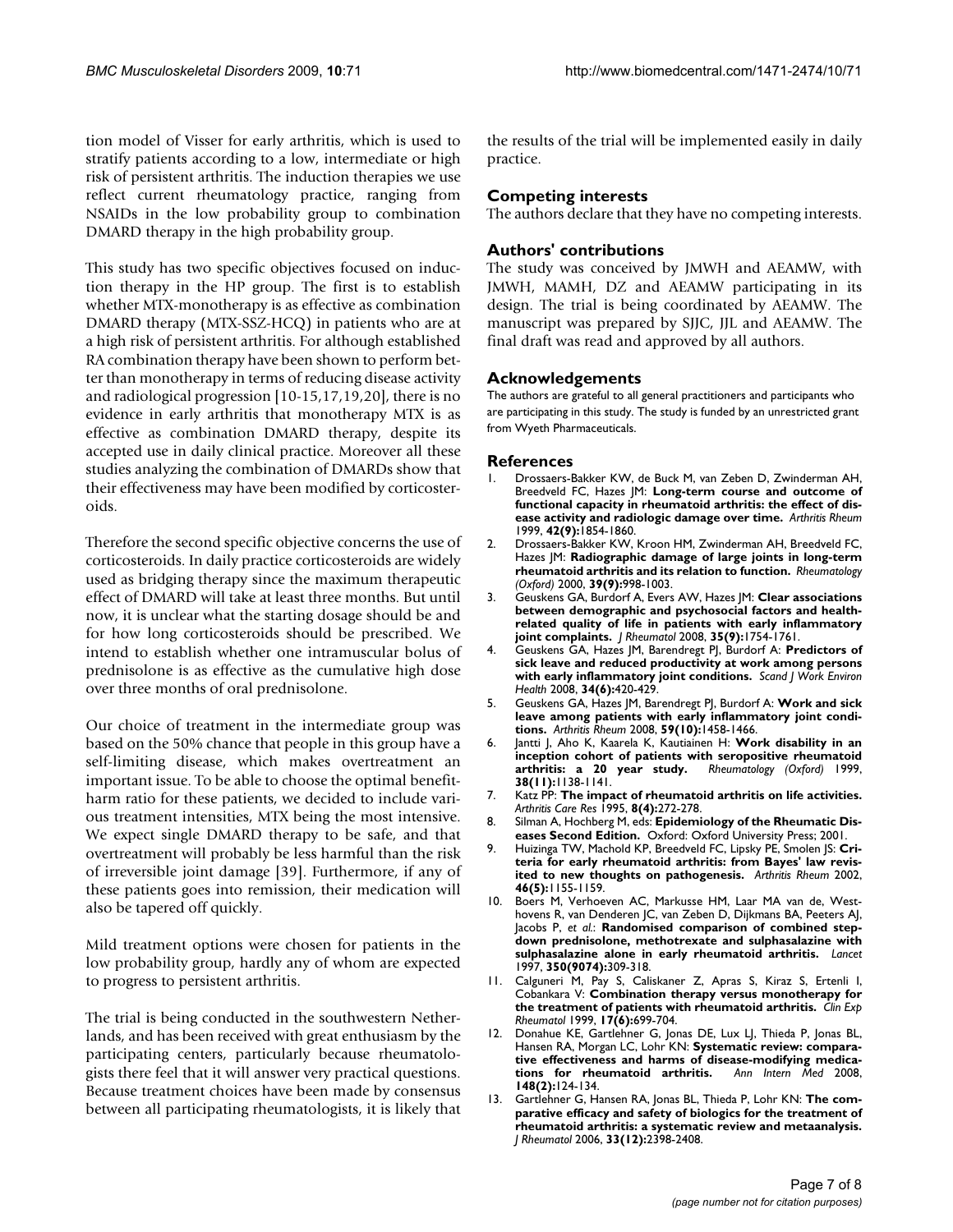tion model of Visser for early arthritis, which is used to stratify patients according to a low, intermediate or high risk of persistent arthritis. The induction therapies we use reflect current rheumatology practice, ranging from NSAIDs in the low probability group to combination DMARD therapy in the high probability group.

This study has two specific objectives focused on induction therapy in the HP group. The first is to establish whether MTX-monotherapy is as effective as combination DMARD therapy (MTX-SSZ-HCQ) in patients who are at a high risk of persistent arthritis. For although established RA combination therapy have been shown to perform better than monotherapy in terms of reducing disease activity and radiological progression [10-15,17,19,20], there is no evidence in early arthritis that monotherapy MTX is as effective as combination DMARD therapy, despite its accepted use in daily clinical practice. Moreover all these studies analyzing the combination of DMARDs show that their effectiveness may have been modified by corticosteroids.

Therefore the second specific objective concerns the use of corticosteroids. In daily practice corticosteroids are widely used as bridging therapy since the maximum therapeutic effect of DMARD will take at least three months. But until now, it is unclear what the starting dosage should be and for how long corticosteroids should be prescribed. We intend to establish whether one intramuscular bolus of prednisolone is as effective as the cumulative high dose over three months of oral prednisolone.

Our choice of treatment in the intermediate group was based on the 50% chance that people in this group have a self-limiting disease, which makes overtreatment an important issue. To be able to choose the optimal benefit-harm ratio for these patients, we decided to include various treatment intensities, MTX being the most intensive. We expect single DMARD therapy to be safe, and that overtreatment will probably be less harmful than the risk of irreversible joint damage [39]. Furthermore, if any of these patients goes into remission, their medication will also be tapered off quickly.

Mild treatment options were chosen for patients in the low probability group, hardly any of whom are expected to progress to persistent arthritis.

The trial is being conducted in the southwestern Netherlands, and has been received with great enthusiasm by the participating centers, particularly because rheumatologists there feel that it will answer very practical questions. Because treatment choices have been made by consensus between all participating rheumatologists, it is likely that the results of the trial will be implemented easily in daily practice.

## Competing interests

The authors declare that they have no competing interests.

## Authors' contributions

The study was conceived by JMWH and AEAMW, with JMWH, MAMH, DZ and AEAMW participating in its design. The trial is being coordinated by AEAMW. The manuscript was prepared by SJJC, JJL and AEAMW. The final draft was read and approved by all authors.

## Acknowledgements

The authors are grateful to all general practitioners and participants who are participating in this study. The study is funded by an unrestricted grant from Wyeth Pharmaceuticals.

## References

1. Drossaers-Bakker KW, de Buck M, van Zeben D, Zwinderman AH, Breedveld FC, Hazes JM: **Long-term course and outcome of functional capacity in rheumatoid arthritis: the effect of disease activity and radiologic damage over time.** *Arthritis Rheum* 1999, **42(9):**1854-1860.
2. Drossaers-Bakker KW, Kroon HM, Zwinderman AH, Breedveld FC, Hazes JM: **Radiographic damage of large joints in long-term rheumatoid arthritis and its relation to function.** *Rheumatology (Oxford)* 2000, **39(9):**998-1003.
3. Geuskens GA, Burdorf A, Evers AW, Hazes JM: **Clear associations between demographic and psychosocial factors and health-related quality of life in patients with early inflammatory joint complaints.** *J Rheumatol* 2008, **35(9):**1754-1761.
4. Geuskens GA, Hazes JM, Barendregt PJ, Burdorf A: **Predictors of sick leave and reduced productivity at work among persons with early inflammatory joint conditions.** *Scand J Work Environ Health* 2008, **34(6):**420-429.
5. Geuskens GA, Hazes JM, Barendregt PJ, Burdorf A: **Work and sick leave among patients with early inflammatory joint conditions.** *Arthritis Rheum* 2008, **59(10):**1458-1466.
6. Jantti J, Aho K, Kaarela K, Kautiainen H: **Work disability in an inception cohort of patients with seropositive rheumatoid arthritis: a 20 year study.** *Rheumatology (Oxford)* 1999, **38(11):**1138-1141.
7. Katz PP: **The impact of rheumatoid arthritis on life activities.** *Arthritis Care Res* 1995, **8(4):**272-278.
8. Silman A, Hochberg M, eds: **Epidemiology of the Rheumatic Diseases Second Edition.** Oxford: Oxford University Press; 2001.
9. Huizinga TW, Machold KP, Breedveld FC, Lipsky PE, Smolen JS: **Criteria for early rheumatoid arthritis: from Bayes' law revisited to new thoughts on pathogenesis.** *Arthritis Rheum* 2002, **46(5):**1155-1159.
10. Boers M, Verhoeven AC, Markusse HM, Laar MA van de, Westhovens R, van Denderen JC, van Zeben D, Dijkmans BA, Peeters AJ, Jacobs P, *et al.*: **Randomised comparison of combined step-down prednisolone, methotrexate and sulphasalazine with sulphasalazine alone in early rheumatoid arthritis.** *Lancet* 1997, **350(9074):**309-318.
11. Calguneri M, Pay S, Caliskaner Z, Apras S, Kiraz S, Ertenli I, Cobankara V: **Combination therapy versus monotherapy for the treatment of patients with rheumatoid arthritis.** *Clin Exp Rheumatol* 1999, **17(6):**699-704.
12. Donahue KE, Gartlehner G, Jonas DE, Lux LJ, Thieda P, Jonas BL, Hansen RA, Morgan LC, Lohr KN: **Systematic review: comparative effectiveness and harms of disease-modifying medications for rheumatoid arthritis.** *Ann Intern Med* 2008, **148(2):**124-134.
13. Gartlehner G, Hansen RA, Jonas BL, Thieda P, Lohr KN: **The comparative efficacy and safety of biologics for the treatment of rheumatoid arthritis: a systematic review and metaanalysis.** *J Rheumatol* 2006, **33(12):**2398-2408.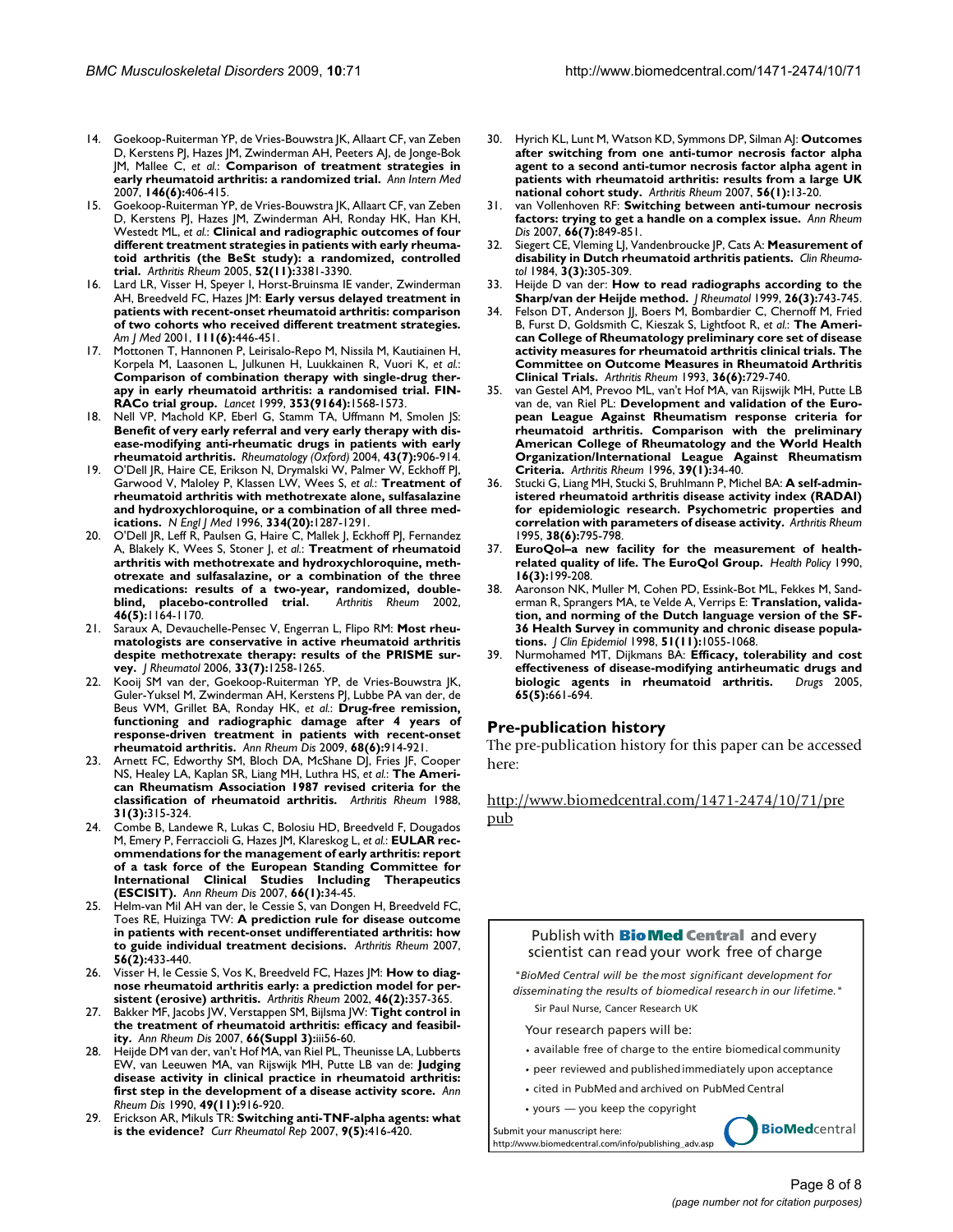14. Goekoop-Ruiterman YP, de Vries-Bouwstra JK, Allaart CF, van Zeben D, Kerstens PJ, Hazes JM, Zwinderman AH, Peeters AJ, de Jonge-Bok JM, Mallee C, *et al.*: **Comparison of treatment strategies in early rheumatoid arthritis: a randomized trial.** *Ann Intern Med* 2007, **146(6):**406-415.
15. Goekoop-Ruiterman YP, de Vries-Bouwstra JK, Allaart CF, van Zeben D, Kerstens PJ, Hazes JM, Zwinderman AH, Ronday HK, Han KH, Westedt ML, *et al.*: **Clinical and radiographic outcomes of four different treatment strategies in patients with early rheumatoid arthritis (the BeSt study): a randomized, controlled trial.** *Arthritis Rheum* 2005, **52(11):**3381-3390.
16. Lard LR, Visser H, Speyer I, Horst-Bruinsma IE vander, Zwinderman AH, Breedveld FC, Hazes JM: **Early versus delayed treatment in patients with recent-onset rheumatoid arthritis: comparison of two cohorts who received different treatment strategies.** *Am J Med* 2001, **111(6):**446-451.
17. Mottonen T, Hannonen P, Leirisalo-Repo M, Nissila M, Kautiainen H, Korpela M, Laasonen L, Julkunen H, Luukkainen R, Vuori K, *et al.*: **Comparison of combination therapy with single-drug therapy in early rheumatoid arthritis: a randomised trial. FIN-RACo trial group.** *Lancet* 1999, **353(9164):**1568-1573.
18. Nell VP, Machold KP, Eberl G, Stamm TA, Uffmann M, Smolen JS: **Benefit of very early referral and very early therapy with disease-modifying anti-rheumatic drugs in patients with early rheumatoid arthritis.** *Rheumatology (Oxford)* 2004, **43(7):**906-914.
19. O'Dell JR, Haire CE, Erikson N, Drymalski W, Palmer W, Eckhoff PJ, Garwood V, Maloley P, Klassen LW, Wees S, *et al.*: **Treatment of rheumatoid arthritis with methotrexate alone, sulfasalazine and hydroxychloroquine, or a combination of all three medications.** *N Engl J Med* 1996, **334(20):**1287-1291.
20. O'Dell JR, Leff R, Paulsen G, Haire C, Mallek J, Eckhoff PJ, Fernandez A, Blakely K, Wees S, Stoner J, *et al.*: **Treatment of rheumatoid arthritis with methotrexate and hydroxychloroquine, methotrexate and sulfasalazine, or a combination of the three medications: results of a two-year, randomized, double-blind, placebo-controlled trial.** *Arthritis Rheum* 2002, **46(5):**1164-1170.
21. Saraux A, Devauchelle-Pensec V, Engerran L, Flipo RM: **Most rheumatologists are conservative in active rheumatoid arthritis despite methotrexate therapy: results of the PRISME survey.** *J Rheumatol* 2006, **33(7):**1258-1265.
22. Kooij SM van der, Goekoop-Ruiterman YP, de Vries-Bouwstra JK, Guler-Yuksel M, Zwinderman AH, Kerstens PJ, Lubbe PA van der, de Beus WM, Grillet BA, Ronday HK, *et al.*: **Drug-free remission, functioning and radiographic damage after 4 years of response-driven treatment in patients with recent-onset rheumatoid arthritis.** *Ann Rheum Dis* 2009, **68(6):**914-921.
23. Arnett FC, Edworthy SM, Bloch DA, McShane DJ, Fries JF, Cooper NS, Healey LA, Kaplan SR, Liang MH, Luthra HS, *et al.*: **The American Rheumatism Association 1987 revised criteria for the classification of rheumatoid arthritis.** *Arthritis Rheum* 1988, **31(3):**315-324.
24. Combe B, Landewe R, Lukas C, Bolosiu HD, Breedveld F, Dougados M, Emery P, Ferraccioli G, Hazes JM, Klareskog L, *et al.*: **EULAR recommendations for the management of early arthritis: report of a task force of the European Standing Committee for International Clinical Studies Including Therapeutics (ESCISIT).** *Ann Rheum Dis* 2007, **66(1):**34-45.
25. Helm-van Mil AH van der, le Cessie S, van Dongen H, Breedveld FC, Toes RE, Huizinga TW: **A prediction rule for disease outcome in patients with recent-onset undifferentiated arthritis: how to guide individual treatment decisions.** *Arthritis Rheum* 2007, **56(2):**433-440.
26. Visser H, le Cessie S, Vos K, Breedveld FC, Hazes JM: **How to diagnose rheumatoid arthritis early: a prediction model for persistent (erosive) arthritis.** *Arthritis Rheum* 2002, **46(2):**357-365.
27. Bakker MF, Jacobs JW, Verstappen SM, Bijlsma JW: **Tight control in the treatment of rheumatoid arthritis: efficacy and feasibility.** *Ann Rheum Dis* 2007, **66(Suppl 3):**iii56-60.
28. Heijde DM van der, van't Hof MA, van Riel PL, Theunisse LA, Lubberts EW, van Leeuwen MA, van Rijswijk MH, Putte LB van de: **Judging disease activity in clinical practice in rheumatoid arthritis: first step in the development of a disease activity score.** *Ann Rheum Dis* 1990, **49(11):**916-920.
29. Erickson AR, Mikuls TR: **Switching anti-TNF-alpha agents: what is the evidence?** *Curr Rheumatol Rep* 2007, **9(5):**416-420.
30. Hyrich KL, Lunt M, Watson KD, Symmons DP, Silman AJ: **Outcomes after switching from one anti-tumor necrosis factor alpha agent to a second anti-tumor necrosis factor alpha agent in patients with rheumatoid arthritis: results from a large UK national cohort study.** *Arthritis Rheum* 2007, **56(1):**13-20.
31. van Vollenhoven RF: **Switching between anti-tumour necrosis factors: trying to get a handle on a complex issue.** *Ann Rheum Dis* 2007, **66(7):**849-851.
32. Siegert CE, Vleming LJ, Vandenbroucke JP, Cats A: **Measurement of disability in Dutch rheumatoid arthritis patients.** *Clin Rheumatol* 1984, **3(3):**305-309.
33. Heijde D van der: **How to read radiographs according to the Sharp/van der Heijde method.** *J Rheumatol* 1999, **26(3):**743-745.
34. Felson DT, Anderson JJ, Boers M, Bombardier C, Chernoff M, Fried B, Furst D, Goldsmith C, Kieszak S, Lightfoot R, *et al.*: **The American College of Rheumatology preliminary core set of disease activity measures for rheumatoid arthritis clinical trials. The Committee on Outcome Measures in Rheumatoid Arthritis Clinical Trials.** *Arthritis Rheum* 1993, **36(6):**729-740.
35. van Gestel AM, Prevoo ML, van't Hof MA, van Rijswijk MH, Putte LB van de, van Riel PL: **Development and validation of the European League Against Rheumatism response criteria for rheumatoid arthritis. Comparison with the preliminary American College of Rheumatology and the World Health Organization/International League Against Rheumatism Criteria.** *Arthritis Rheum* 1996, **39(1):**34-40.
36. Stucki G, Liang MH, Stucki S, Bruhlmann P, Michel BA: **A self-administered rheumatoid arthritis disease activity index (RADAI) for epidemiologic research. Psychometric properties and correlation with parameters of disease activity.** *Arthritis Rheum* 1995, **38(6):**795-798.
37. **EuroQol–a new facility for the measurement of health-related quality of life. The EuroQol Group.** *Health Policy* 1990, **16(3):**199-208.
38. Aaronson NK, Muller M, Cohen PD, Essink-Bot ML, Fekkes M, Sanderman R, Sprangers MA, te Velde A, Verrips E: **Translation, validation, and norming of the Dutch language version of the SF-36 Health Survey in community and chronic disease populations.** *J Clin Epidemiol* 1998, **51(11):**1055-1068.
39. Nurmohamed MT, Dijkmans BA: **Efficacy, tolerability and cost effectiveness of disease-modifying antirheumatic drugs and biologic agents in rheumatoid arthritis.** *Drugs* 2005, **65(5):**661-694.

## Pre-publication history

The pre-publication history for this paper can be accessed here:

http://www.biomedcentral.com/1471-2474/10/71/prepub

Publish with **BioMed Central** and every scientist can read your work free of charge

*"BioMed Central will be the most significant development for disseminating the results of biomedical research in our lifetime."*

Sir Paul Nurse, Cancer Research UK

Your research papers will be:

- available free of charge to the entire biomedical community
- peer reviewed and published immediately upon acceptance
- cited in PubMed and archived on PubMed Central
- yours — you keep the copyright

Submit your manuscript here:
http://www.biomedcentral.com/info/publishing_adv.asp

**BioMed**central